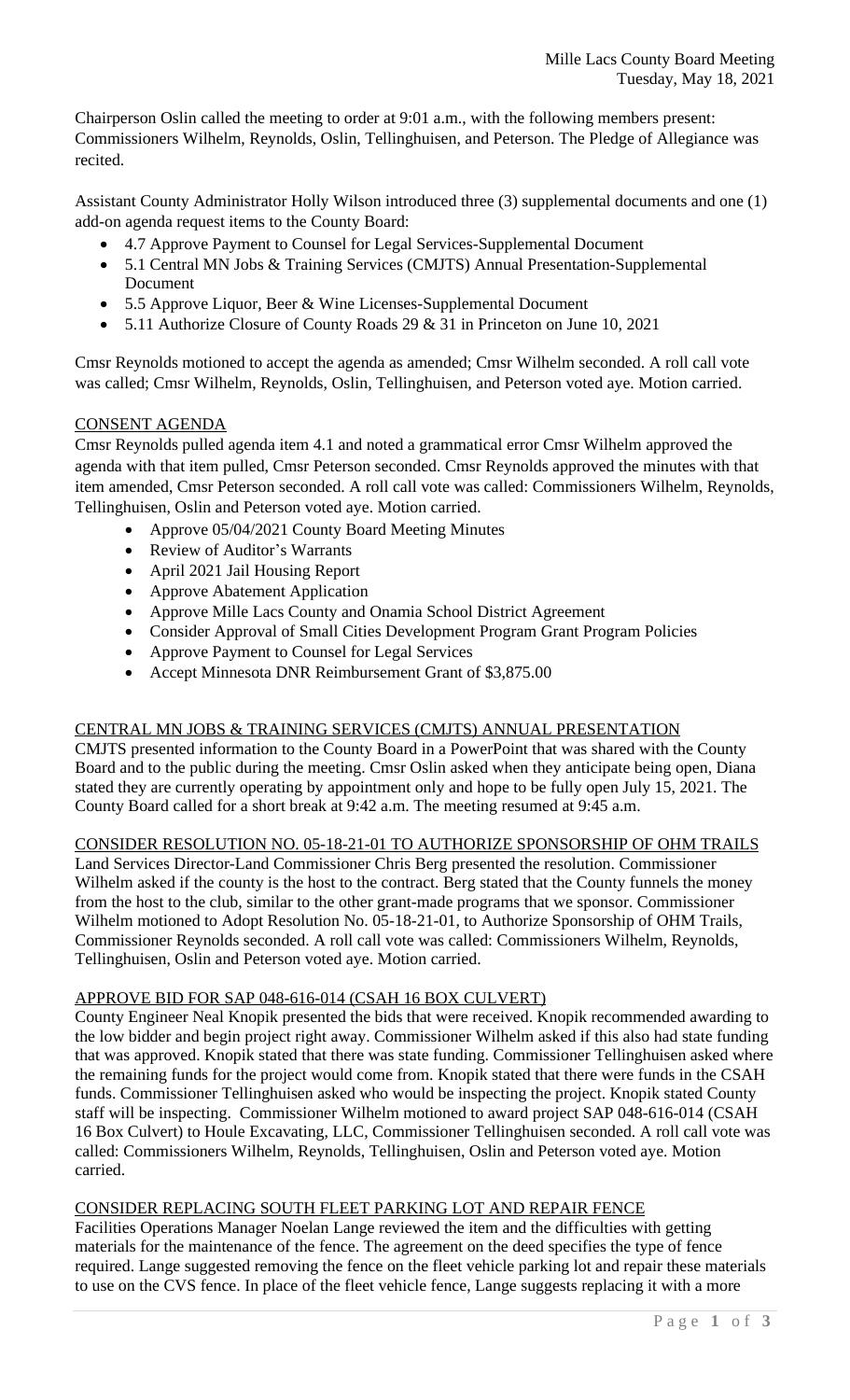Mille Lacs County Board Meeting
Tuesday, May 18, 2021

Chairperson Oslin called the meeting to order at 9:01 a.m., with the following members present: Commissioners Wilhelm, Reynolds, Oslin, Tellinghuisen, and Peterson. The Pledge of Allegiance was recited.

Assistant County Administrator Holly Wilson introduced three (3) supplemental documents and one (1) add-on agenda request items to the County Board:

- 4.7 Approve Payment to Counsel for Legal Services-Supplemental Document
- 5.1 Central MN Jobs & Training Services (CMJTS) Annual Presentation-Supplemental Document
- 5.5 Approve Liquor, Beer & Wine Licenses-Supplemental Document
- 5.11 Authorize Closure of County Roads 29 & 31 in Princeton on June 10, 2021

Cmsr Reynolds motioned to accept the agenda as amended; Cmsr Wilhelm seconded. A roll call vote was called; Cmsr Wilhelm, Reynolds, Oslin, Tellinghuisen, and Peterson voted aye. Motion carried.

## CONSENT AGENDA

Cmsr Reynolds pulled agenda item 4.1 and noted a grammatical error Cmsr Wilhelm approved the agenda with that item pulled, Cmsr Peterson seconded. Cmsr Reynolds approved the minutes with that item amended, Cmsr Peterson seconded. A roll call vote was called: Commissioners Wilhelm, Reynolds, Tellinghuisen, Oslin and Peterson voted aye. Motion carried.

- Approve 05/04/2021 County Board Meeting Minutes
- Review of Auditor's Warrants
- April 2021 Jail Housing Report
- Approve Abatement Application
- Approve Mille Lacs County and Onamia School District Agreement
- Consider Approval of Small Cities Development Program Grant Program Policies
- Approve Payment to Counsel for Legal Services
- Accept Minnesota DNR Reimbursement Grant of $3,875.00

## CENTRAL MN JOBS & TRAINING SERVICES (CMJTS) ANNUAL PRESENTATION

CMJTS presented information to the County Board in a PowerPoint that was shared with the County Board and to the public during the meeting. Cmsr Oslin asked when they anticipate being open, Diana stated they are currently operating by appointment only and hope to be fully open July 15, 2021. The County Board called for a short break at 9:42 a.m. The meeting resumed at 9:45 a.m.

## CONSIDER RESOLUTION NO. 05-18-21-01 TO AUTHORIZE SPONSORSHIP OF OHM TRAILS

Land Services Director-Land Commissioner Chris Berg presented the resolution. Commissioner Wilhelm asked if the county is the host to the contract. Berg stated that the County funnels the money from the host to the club, similar to the other grant-made programs that we sponsor. Commissioner Wilhelm motioned to Adopt Resolution No. 05-18-21-01, to Authorize Sponsorship of OHM Trails, Commissioner Reynolds seconded. A roll call vote was called: Commissioners Wilhelm, Reynolds, Tellinghuisen, Oslin and Peterson voted aye. Motion carried.

## APPROVE BID FOR SAP 048-616-014 (CSAH 16 BOX CULVERT)

County Engineer Neal Knopik presented the bids that were received. Knopik recommended awarding to the low bidder and begin project right away. Commissioner Wilhelm asked if this also had state funding that was approved. Knopik stated that there was state funding. Commissioner Tellinghuisen asked where the remaining funds for the project would come from. Knopik stated that there were funds in the CSAH funds. Commissioner Tellinghuisen asked who would be inspecting the project. Knopik stated County staff will be inspecting. Commissioner Wilhelm motioned to award project SAP 048-616-014 (CSAH 16 Box Culvert) to Houle Excavating, LLC, Commissioner Tellinghuisen seconded. A roll call vote was called: Commissioners Wilhelm, Reynolds, Tellinghuisen, Oslin and Peterson voted aye. Motion carried.

## CONSIDER REPLACING SOUTH FLEET PARKING LOT AND REPAIR FENCE

Facilities Operations Manager Noelan Lange reviewed the item and the difficulties with getting materials for the maintenance of the fence. The agreement on the deed specifies the type of fence required. Lange suggested removing the fence on the fleet vehicle parking lot and repair these materials to use on the CVS fence. In place of the fleet vehicle fence, Lange suggests replacing it with a more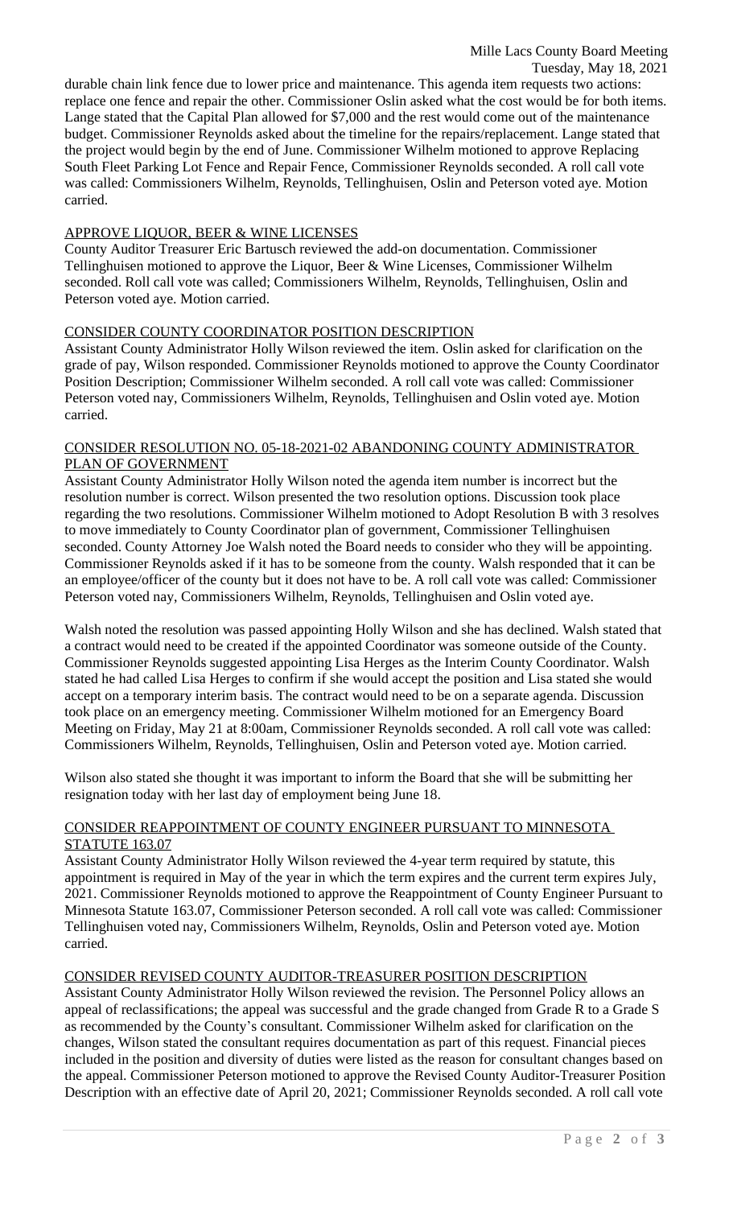durable chain link fence due to lower price and maintenance. This agenda item requests two actions: replace one fence and repair the other. Commissioner Oslin asked what the cost would be for both items. Lange stated that the Capital Plan allowed for $7,000 and the rest would come out of the maintenance budget. Commissioner Reynolds asked about the timeline for the repairs/replacement. Lange stated that the project would begin by the end of June. Commissioner Wilhelm motioned to approve Replacing South Fleet Parking Lot Fence and Repair Fence, Commissioner Reynolds seconded. A roll call vote was called: Commissioners Wilhelm, Reynolds, Tellinghuisen, Oslin and Peterson voted aye. Motion carried.

APPROVE LIQUOR, BEER & WINE LICENSES

County Auditor Treasurer Eric Bartusch reviewed the add-on documentation. Commissioner Tellinghuisen motioned to approve the Liquor, Beer & Wine Licenses, Commissioner Wilhelm seconded. Roll call vote was called; Commissioners Wilhelm, Reynolds, Tellinghuisen, Oslin and Peterson voted aye. Motion carried.

CONSIDER COUNTY COORDINATOR POSITION DESCRIPTION

Assistant County Administrator Holly Wilson reviewed the item. Oslin asked for clarification on the grade of pay, Wilson responded. Commissioner Reynolds motioned to approve the County Coordinator Position Description; Commissioner Wilhelm seconded. A roll call vote was called: Commissioner Peterson voted nay, Commissioners Wilhelm, Reynolds, Tellinghuisen and Oslin voted aye. Motion carried.

CONSIDER RESOLUTION NO. 05-18-2021-02 ABANDONING COUNTY ADMINISTRATOR PLAN OF GOVERNMENT

Assistant County Administrator Holly Wilson noted the agenda item number is incorrect but the resolution number is correct. Wilson presented the two resolution options. Discussion took place regarding the two resolutions. Commissioner Wilhelm motioned to Adopt Resolution B with 3 resolves to move immediately to County Coordinator plan of government, Commissioner Tellinghuisen seconded. County Attorney Joe Walsh noted the Board needs to consider who they will be appointing. Commissioner Reynolds asked if it has to be someone from the county. Walsh responded that it can be an employee/officer of the county but it does not have to be. A roll call vote was called: Commissioner Peterson voted nay, Commissioners Wilhelm, Reynolds, Tellinghuisen and Oslin voted aye.

Walsh noted the resolution was passed appointing Holly Wilson and she has declined. Walsh stated that a contract would need to be created if the appointed Coordinator was someone outside of the County. Commissioner Reynolds suggested appointing Lisa Herges as the Interim County Coordinator. Walsh stated he had called Lisa Herges to confirm if she would accept the position and Lisa stated she would accept on a temporary interim basis. The contract would need to be on a separate agenda. Discussion took place on an emergency meeting. Commissioner Wilhelm motioned for an Emergency Board Meeting on Friday, May 21 at 8:00am, Commissioner Reynolds seconded. A roll call vote was called: Commissioners Wilhelm, Reynolds, Tellinghuisen, Oslin and Peterson voted aye. Motion carried.

Wilson also stated she thought it was important to inform the Board that she will be submitting her resignation today with her last day of employment being June 18.

CONSIDER REAPPOINTMENT OF COUNTY ENGINEER PURSUANT TO MINNESOTA STATUTE 163.07

Assistant County Administrator Holly Wilson reviewed the 4-year term required by statute, this appointment is required in May of the year in which the term expires and the current term expires July, 2021. Commissioner Reynolds motioned to approve the Reappointment of County Engineer Pursuant to Minnesota Statute 163.07, Commissioner Peterson seconded. A roll call vote was called: Commissioner Tellinghuisen voted nay, Commissioners Wilhelm, Reynolds, Oslin and Peterson voted aye. Motion carried.

CONSIDER REVISED COUNTY AUDITOR-TREASURER POSITION DESCRIPTION

Assistant County Administrator Holly Wilson reviewed the revision. The Personnel Policy allows an appeal of reclassifications; the appeal was successful and the grade changed from Grade R to a Grade S as recommended by the County's consultant. Commissioner Wilhelm asked for clarification on the changes, Wilson stated the consultant requires documentation as part of this request. Financial pieces included in the position and diversity of duties were listed as the reason for consultant changes based on the appeal. Commissioner Peterson motioned to approve the Revised County Auditor-Treasurer Position Description with an effective date of April 20, 2021; Commissioner Reynolds seconded. A roll call vote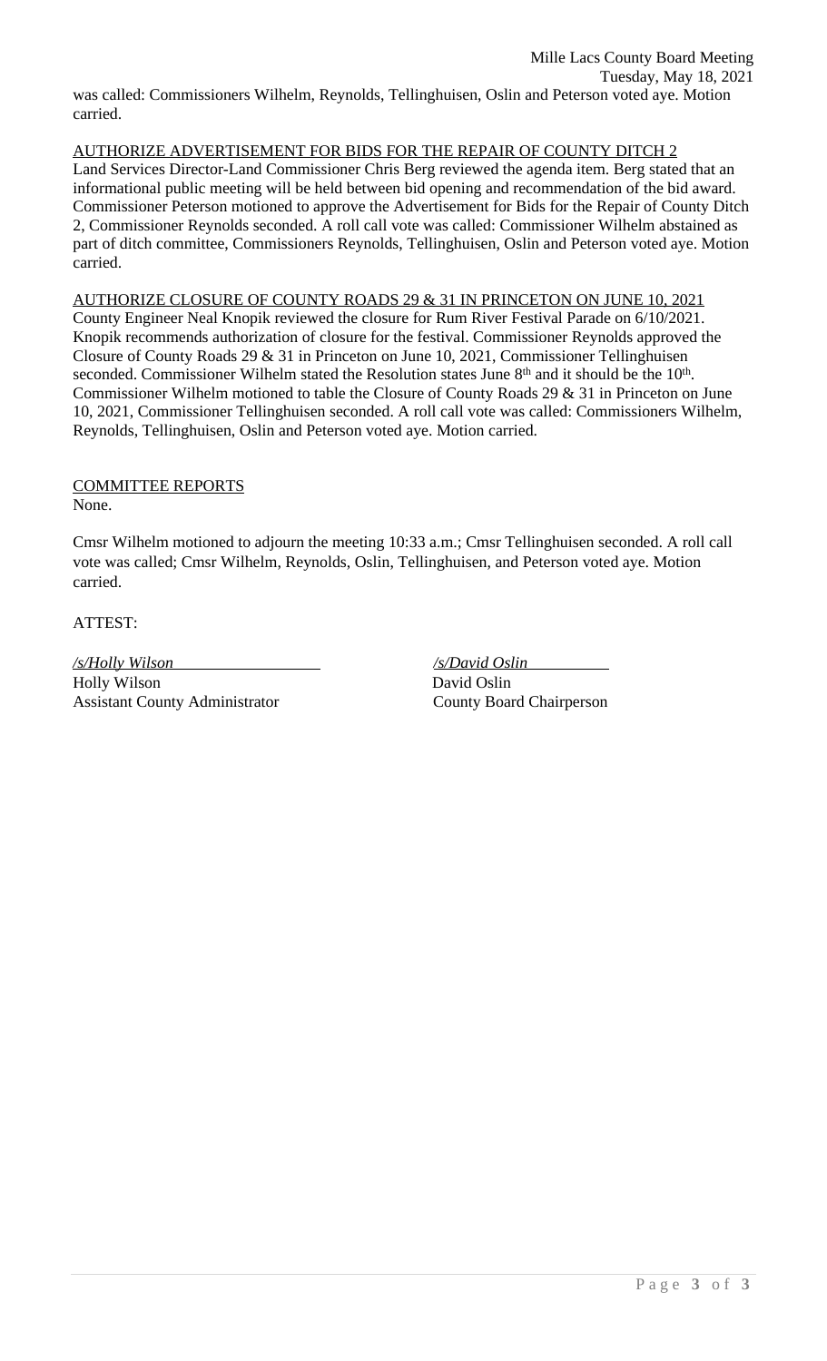was called: Commissioners Wilhelm, Reynolds, Tellinghuisen, Oslin and Peterson voted aye. Motion carried.

AUTHORIZE ADVERTISEMENT FOR BIDS FOR THE REPAIR OF COUNTY DITCH 2

Land Services Director-Land Commissioner Chris Berg reviewed the agenda item. Berg stated that an informational public meeting will be held between bid opening and recommendation of the bid award. Commissioner Peterson motioned to approve the Advertisement for Bids for the Repair of County Ditch 2, Commissioner Reynolds seconded. A roll call vote was called: Commissioner Wilhelm abstained as part of ditch committee, Commissioners Reynolds, Tellinghuisen, Oslin and Peterson voted aye. Motion carried.

AUTHORIZE CLOSURE OF COUNTY ROADS 29 & 31 IN PRINCETON ON JUNE 10, 2021

County Engineer Neal Knopik reviewed the closure for Rum River Festival Parade on 6/10/2021. Knopik recommends authorization of closure for the festival. Commissioner Reynolds approved the Closure of County Roads 29 & 31 in Princeton on June 10, 2021, Commissioner Tellinghuisen seconded. Commissioner Wilhelm stated the Resolution states June 8th and it should be the 10th. Commissioner Wilhelm motioned to table the Closure of County Roads 29 & 31 in Princeton on June 10, 2021, Commissioner Tellinghuisen seconded. A roll call vote was called: Commissioners Wilhelm, Reynolds, Tellinghuisen, Oslin and Peterson voted aye. Motion carried.

COMMITTEE REPORTS

None.

Cmsr Wilhelm motioned to adjourn the meeting 10:33 a.m.; Cmsr Tellinghuisen seconded. A roll call vote was called; Cmsr Wilhelm, Reynolds, Oslin, Tellinghuisen, and Peterson voted aye. Motion carried.

ATTEST:

| | |
|---|---|
| */s/Holly Wilson* | */s/David Oslin* |
| Holly Wilson | David Oslin |
| Assistant County Administrator | County Board Chairperson |